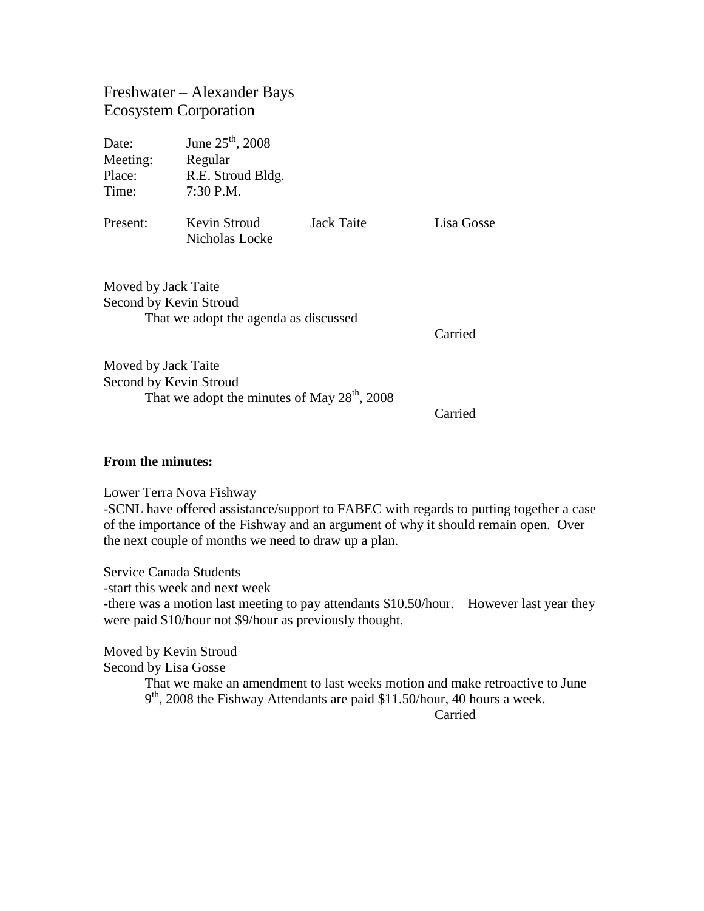# Freshwater – Alexander Bays
# Ecosystem Corporation

Date: June 25th, 2008
Meeting: Regular
Place: R.E. Stroud Bldg.
Time: 7:30 P.M.

Present: Kevin Stroud, Jack Taite, Lisa Gosse, Nicholas Locke

Moved by Jack Taite
Second by Kevin Stroud
That we adopt the agenda as discussed
Carried

Moved by Jack Taite
Second by Kevin Stroud
That we adopt the minutes of May 28th, 2008
Carried

**From the minutes:**

Lower Terra Nova Fishway
-SCNL have offered assistance/support to FABEC with regards to putting together a case of the importance of the Fishway and an argument of why it should remain open. Over the next couple of months we need to draw up a plan.

Service Canada Students
-start this week and next week
-there was a motion last meeting to pay attendants $10.50/hour. However last year they were paid $10/hour not $9/hour as previously thought.

Moved by Kevin Stroud
Second by Lisa Gosse
That we make an amendment to last weeks motion and make retroactive to June 9th, 2008 the Fishway Attendants are paid $11.50/hour, 40 hours a week.
Carried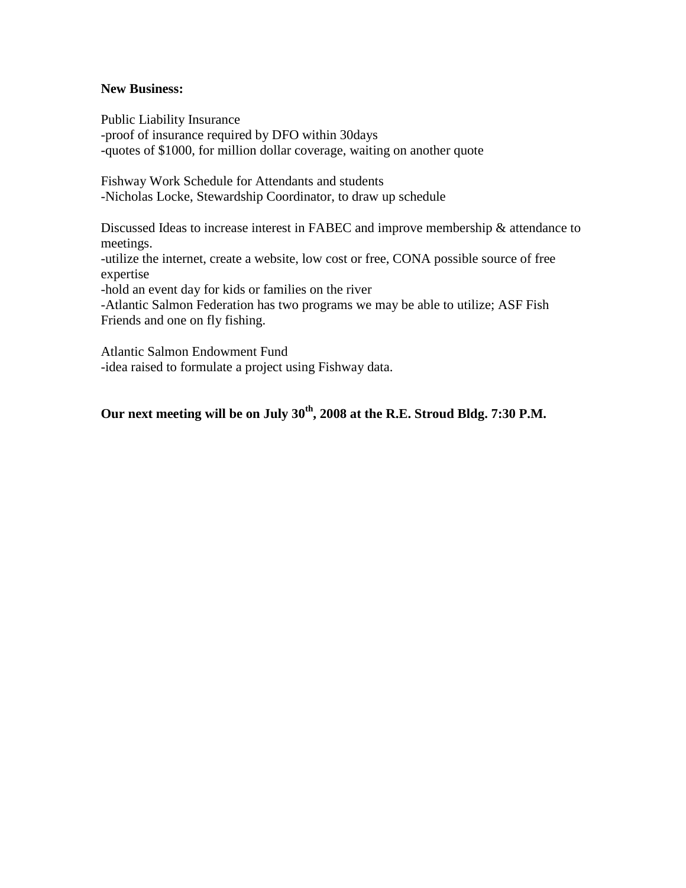**New Business:**

Public Liability Insurance
-proof of insurance required by DFO within 30days
-quotes of $1000, for million dollar coverage, waiting on another quote

Fishway Work Schedule for Attendants and students
-Nicholas Locke, Stewardship Coordinator, to draw up schedule

Discussed Ideas to increase interest in FABEC and improve membership & attendance to meetings.
-utilize the internet, create a website, low cost or free, CONA possible source of free expertise
-hold an event day for kids or families on the river
-Atlantic Salmon Federation has two programs we may be able to utilize; ASF Fish Friends and one on fly fishing.

Atlantic Salmon Endowment Fund
-idea raised to formulate a project using Fishway data.

**Our next meeting will be on July 30th, 2008 at the R.E. Stroud Bldg. 7:30 P.M.**